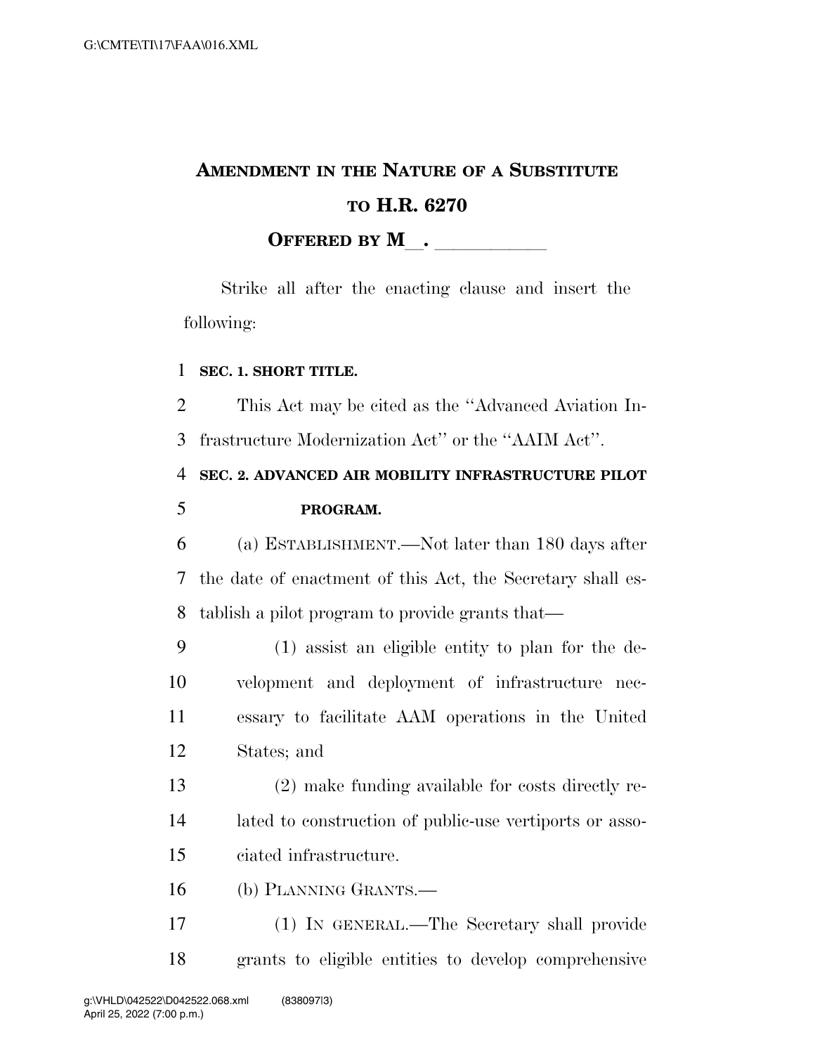# AMENDMENT IN THE NATURE OF A SUBSTITUTE TO H.R. 6270

## OFFERED BY M\_\_. \_\_\_\_\_\_\_\_\_\_\_

Strike all after the enacting clause and insert the following:

**SEC. 1. SHORT TITLE.**

This Act may be cited as the "Advanced Aviation Infrastructure Modernization Act" or the "AAIM Act".

**SEC. 2. ADVANCED AIR MOBILITY INFRASTRUCTURE PILOT PROGRAM.**

(a) ESTABLISHMENT.—Not later than 180 days after the date of enactment of this Act, the Secretary shall establish a pilot program to provide grants that—

(1) assist an eligible entity to plan for the development and deployment of infrastructure necessary to facilitate AAM operations in the United States; and

(2) make funding available for costs directly related to construction of public-use vertiports or associated infrastructure.

(b) PLANNING GRANTS.—

(1) IN GENERAL.—The Secretary shall provide grants to eligible entities to develop comprehensive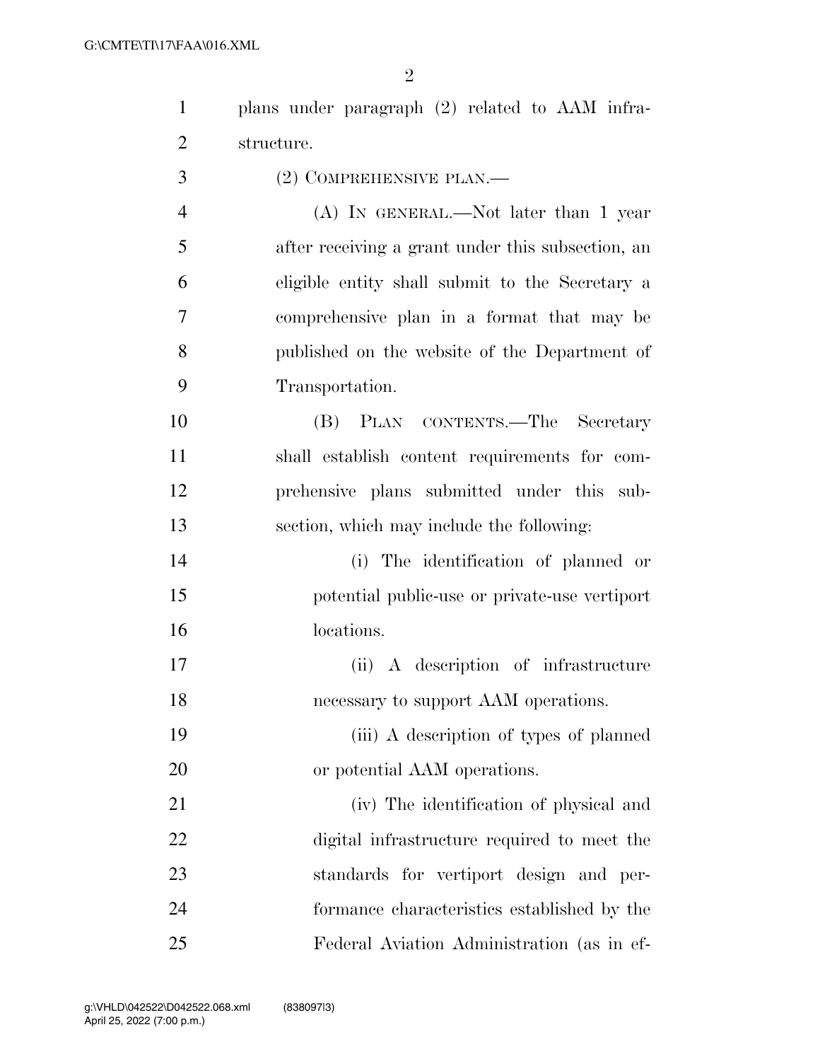plans under paragraph (2) related to AAM infrastructure.

(2) COMPREHENSIVE PLAN.—

(A) IN GENERAL.—Not later than 1 year after receiving a grant under this subsection, an eligible entity shall submit to the Secretary a comprehensive plan in a format that may be published on the website of the Department of Transportation.

(B) PLAN CONTENTS.—The Secretary shall establish content requirements for comprehensive plans submitted under this subsection, which may include the following:

(i) The identification of planned or potential public-use or private-use vertiport locations.

(ii) A description of infrastructure necessary to support AAM operations.

(iii) A description of types of planned or potential AAM operations.

(iv) The identification of physical and digital infrastructure required to meet the standards for vertiport design and performance characteristics established by the Federal Aviation Administration (as in ef-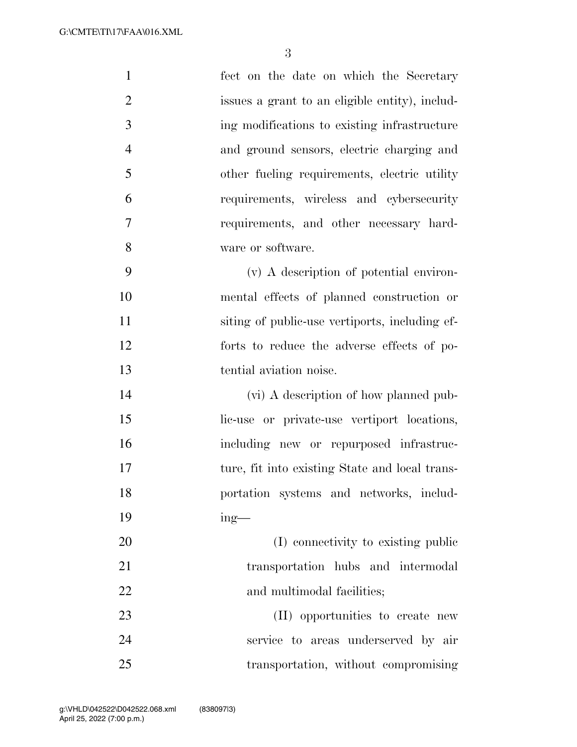fect on the date on which the Secretary issues a grant to an eligible entity), including modifications to existing infrastructure and ground sensors, electric charging and other fueling requirements, electric utility requirements, wireless and cybersecurity requirements, and other necessary hardware or software.

(v) A description of potential environmental effects of planned construction or siting of public-use vertiports, including efforts to reduce the adverse effects of potential aviation noise.

(vi) A description of how planned public-use or private-use vertiport locations, including new or repurposed infrastructure, fit into existing State and local transportation systems and networks, including—

(I) connectivity to existing public transportation hubs and intermodal and multimodal facilities;

(II) opportunities to create new service to areas underserved by air transportation, without compromising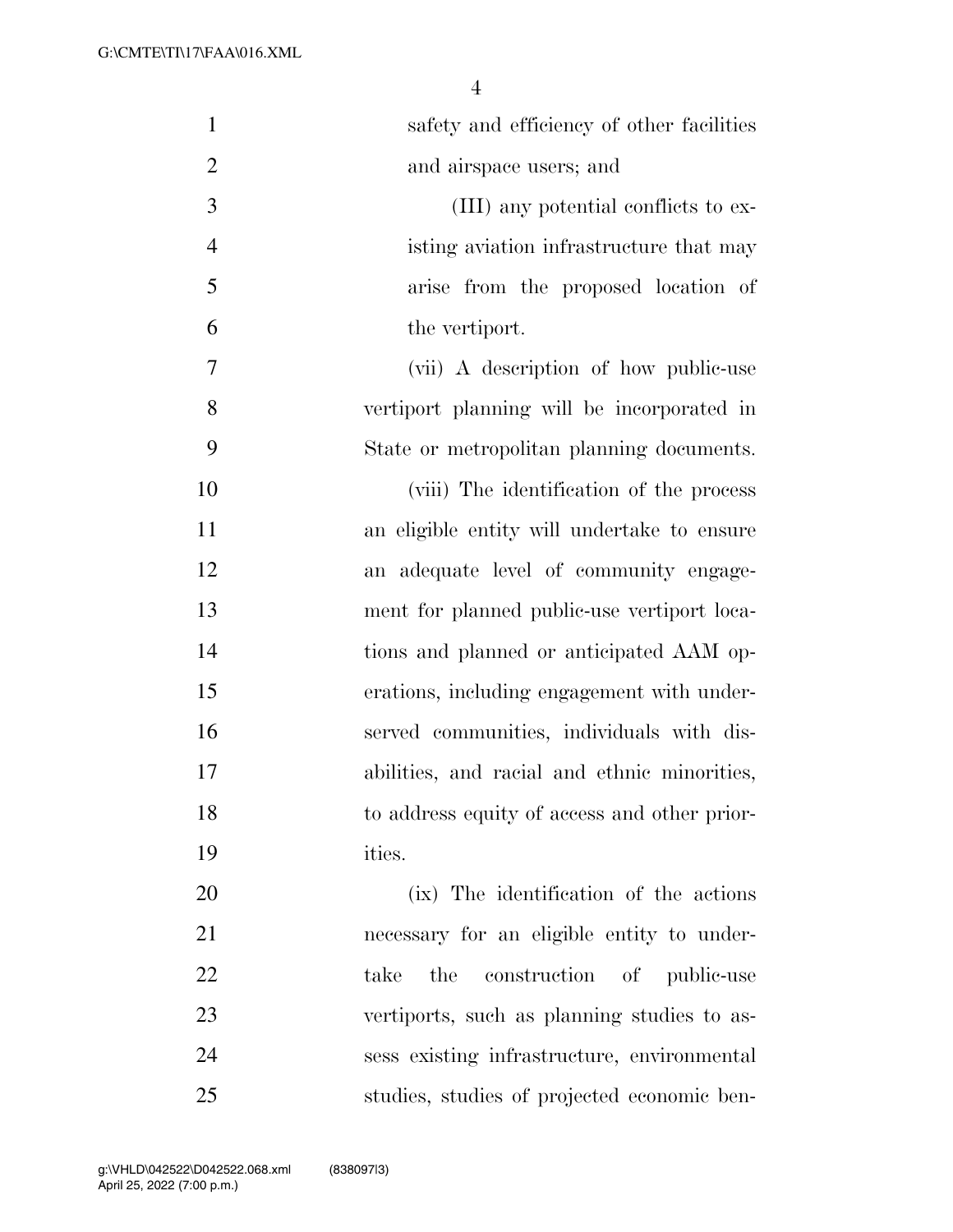safety and efficiency of other facilities and airspace users; and

(III) any potential conflicts to existing aviation infrastructure that may arise from the proposed location of the vertiport.

(vii) A description of how public-use vertiport planning will be incorporated in State or metropolitan planning documents.

(viii) The identification of the process an eligible entity will undertake to ensure an adequate level of community engagement for planned public-use vertiport locations and planned or anticipated AAM operations, including engagement with underserved communities, individuals with disabilities, and racial and ethnic minorities, to address equity of access and other priorities.

(ix) The identification of the actions necessary for an eligible entity to undertake the construction of public-use vertiports, such as planning studies to assess existing infrastructure, environmental studies, studies of projected economic ben-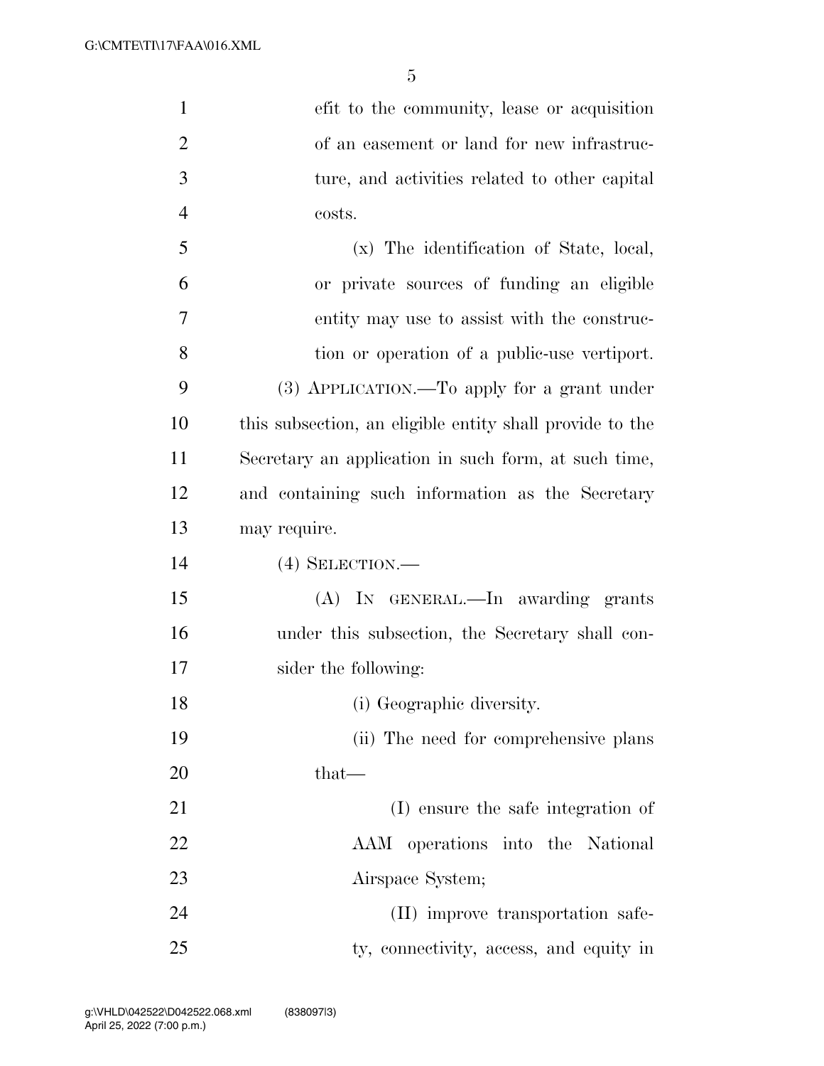efit to the community, lease or acquisition of an easement or land for new infrastructure, and activities related to other capital costs.

(x) The identification of State, local, or private sources of funding an eligible entity may use to assist with the construction or operation of a public-use vertiport.

(3) APPLICATION.—To apply for a grant under this subsection, an eligible entity shall provide to the Secretary an application in such form, at such time, and containing such information as the Secretary may require.

(4) SELECTION.—

(A) IN GENERAL.—In awarding grants under this subsection, the Secretary shall consider the following:

(i) Geographic diversity.

(ii) The need for comprehensive plans that—

(I) ensure the safe integration of AAM operations into the National Airspace System;

(II) improve transportation safety, connectivity, access, and equity in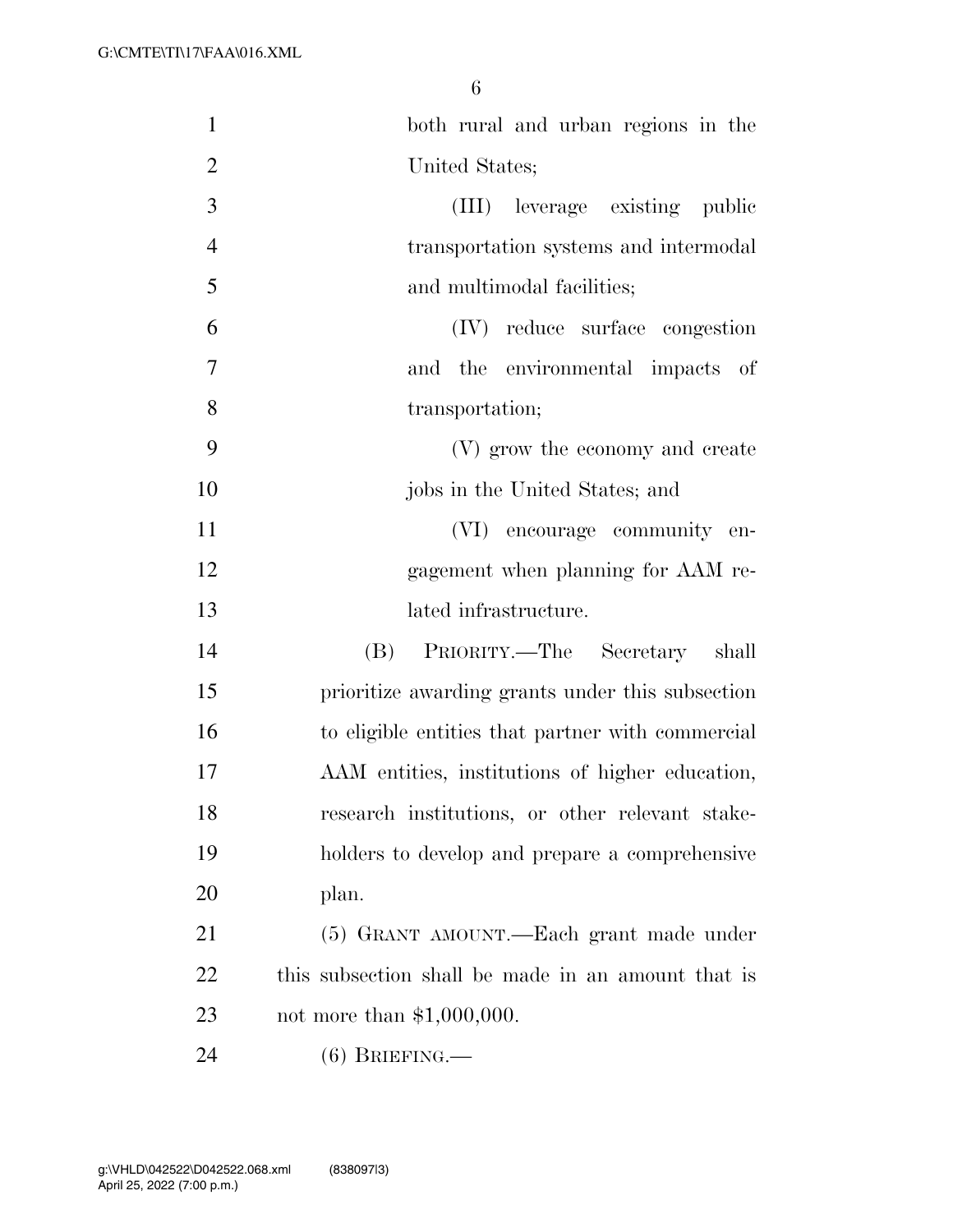both rural and urban regions in the United States;

(III) leverage existing public transportation systems and intermodal and multimodal facilities;

(IV) reduce surface congestion and the environmental impacts of transportation;

(V) grow the economy and create jobs in the United States; and

(VI) encourage community engagement when planning for AAM related infrastructure.

(B) PRIORITY.—The Secretary shall prioritize awarding grants under this subsection to eligible entities that partner with commercial AAM entities, institutions of higher education, research institutions, or other relevant stakeholders to develop and prepare a comprehensive plan.

(5) GRANT AMOUNT.—Each grant made under this subsection shall be made in an amount that is not more than $1,000,000.

(6) BRIEFING.—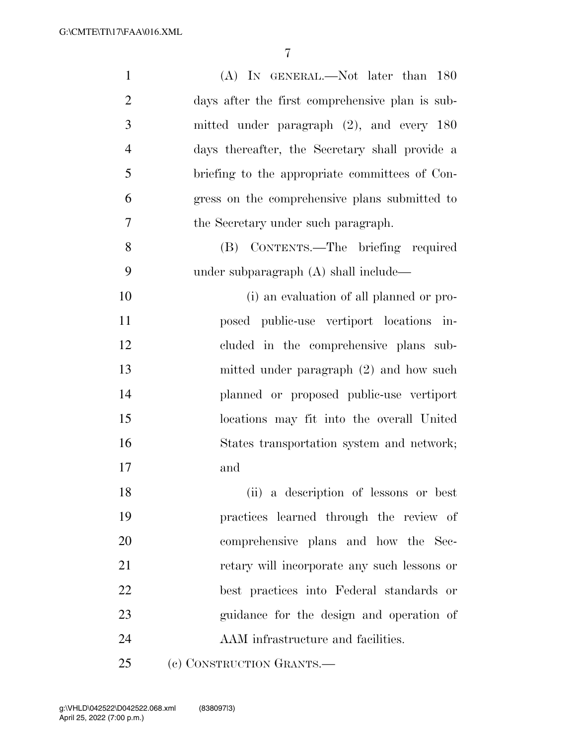(A) IN GENERAL.—Not later than 180 days after the first comprehensive plan is submitted under paragraph (2), and every 180 days thereafter, the Secretary shall provide a briefing to the appropriate committees of Congress on the comprehensive plans submitted to the Secretary under such paragraph.

(B) CONTENTS.—The briefing required under subparagraph (A) shall include—

(i) an evaluation of all planned or proposed public-use vertiport locations included in the comprehensive plans submitted under paragraph (2) and how such planned or proposed public-use vertiport locations may fit into the overall United States transportation system and network; and

(ii) a description of lessons or best practices learned through the review of comprehensive plans and how the Secretary will incorporate any such lessons or best practices into Federal standards or guidance for the design and operation of AAM infrastructure and facilities.

(c) CONSTRUCTION GRANTS.—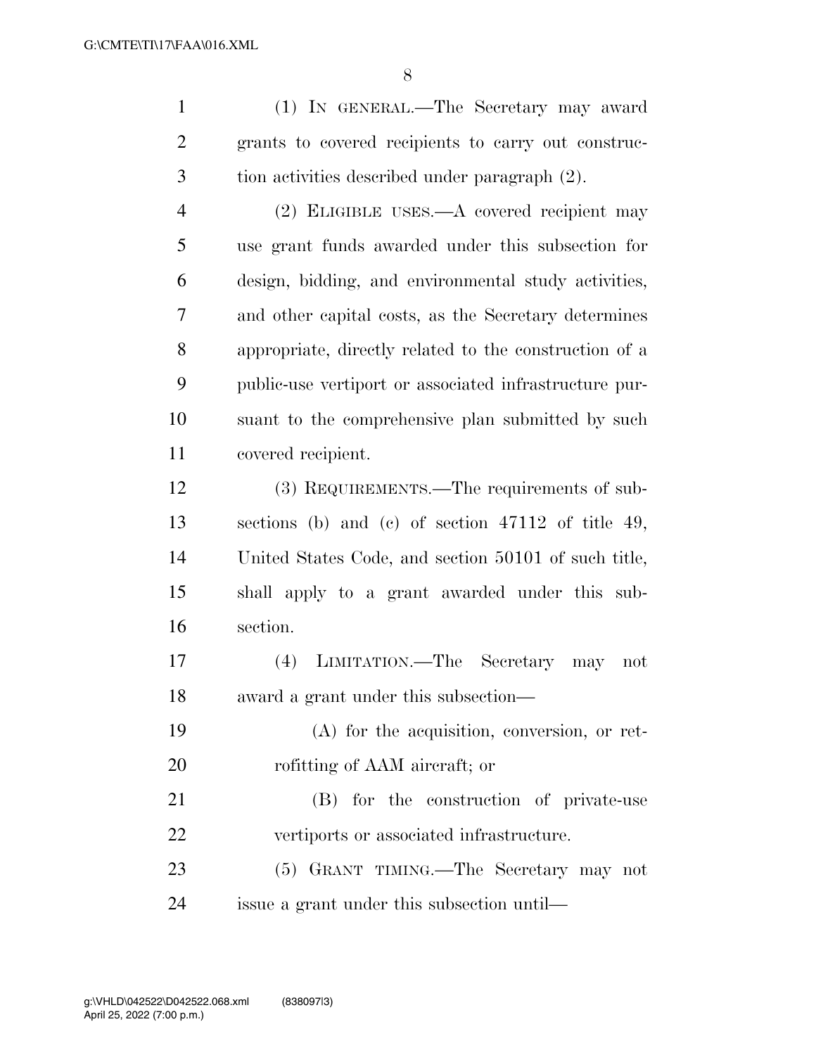(1) IN GENERAL.—The Secretary may award grants to covered recipients to carry out construction activities described under paragraph (2).

(2) ELIGIBLE USES.—A covered recipient may use grant funds awarded under this subsection for design, bidding, and environmental study activities, and other capital costs, as the Secretary determines appropriate, directly related to the construction of a public-use vertiport or associated infrastructure pursuant to the comprehensive plan submitted by such covered recipient.

(3) REQUIREMENTS.—The requirements of subsections (b) and (c) of section 47112 of title 49, United States Code, and section 50101 of such title, shall apply to a grant awarded under this subsection.

(4) LIMITATION.—The Secretary may not award a grant under this subsection—

(A) for the acquisition, conversion, or retrofitting of AAM aircraft; or

(B) for the construction of private-use vertiports or associated infrastructure.

(5) GRANT TIMING.—The Secretary may not issue a grant under this subsection until—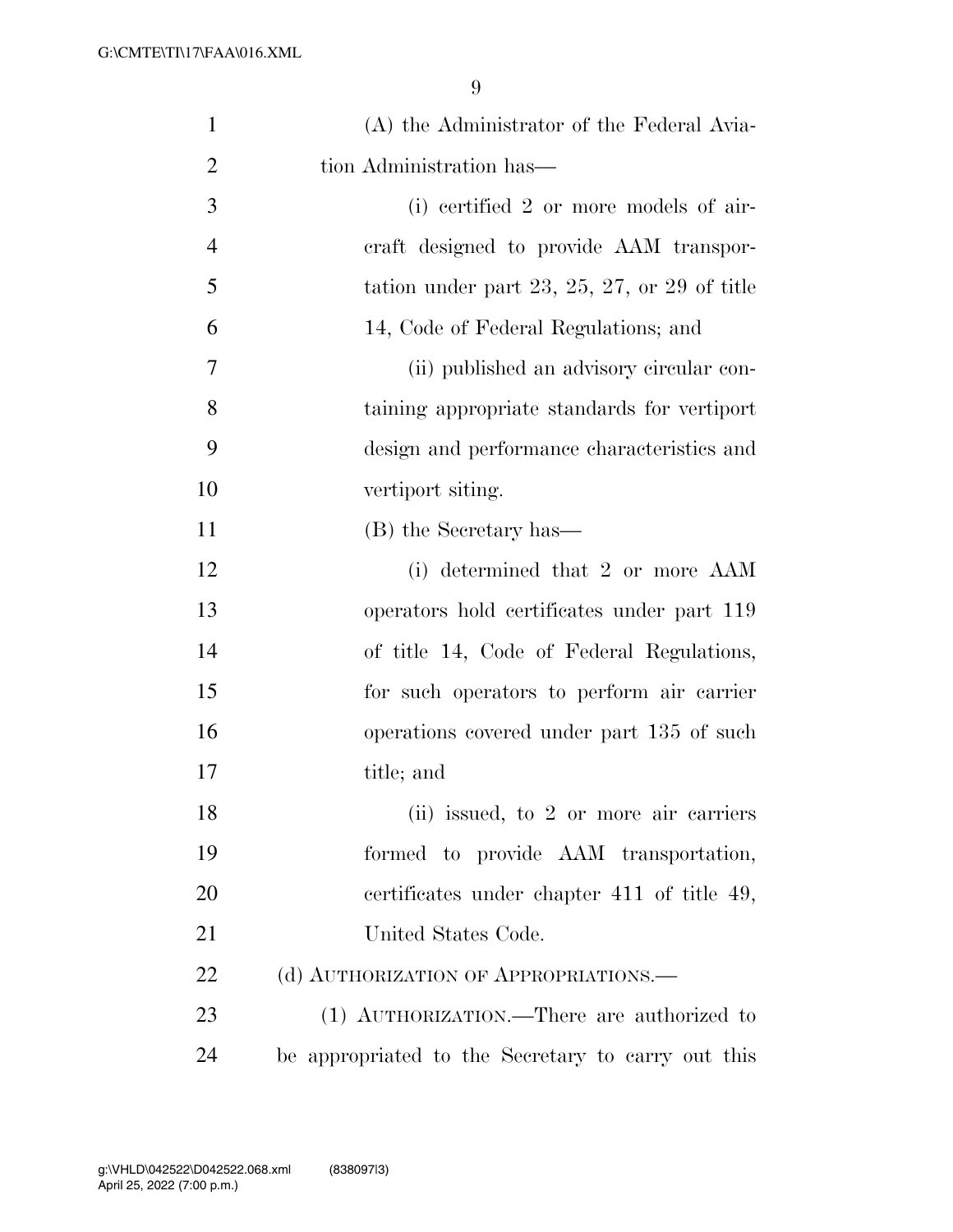(A) the Administrator of the Federal Aviation Administration has—

(i) certified 2 or more models of aircraft designed to provide AAM transportation under part 23, 25, 27, or 29 of title 14, Code of Federal Regulations; and

(ii) published an advisory circular containing appropriate standards for vertiport design and performance characteristics and vertiport siting.

(B) the Secretary has—

(i) determined that 2 or more AAM operators hold certificates under part 119 of title 14, Code of Federal Regulations, for such operators to perform air carrier operations covered under part 135 of such title; and

(ii) issued, to 2 or more air carriers formed to provide AAM transportation, certificates under chapter 411 of title 49, United States Code.

(d) AUTHORIZATION OF APPROPRIATIONS.—

(1) AUTHORIZATION.—There are authorized to be appropriated to the Secretary to carry out this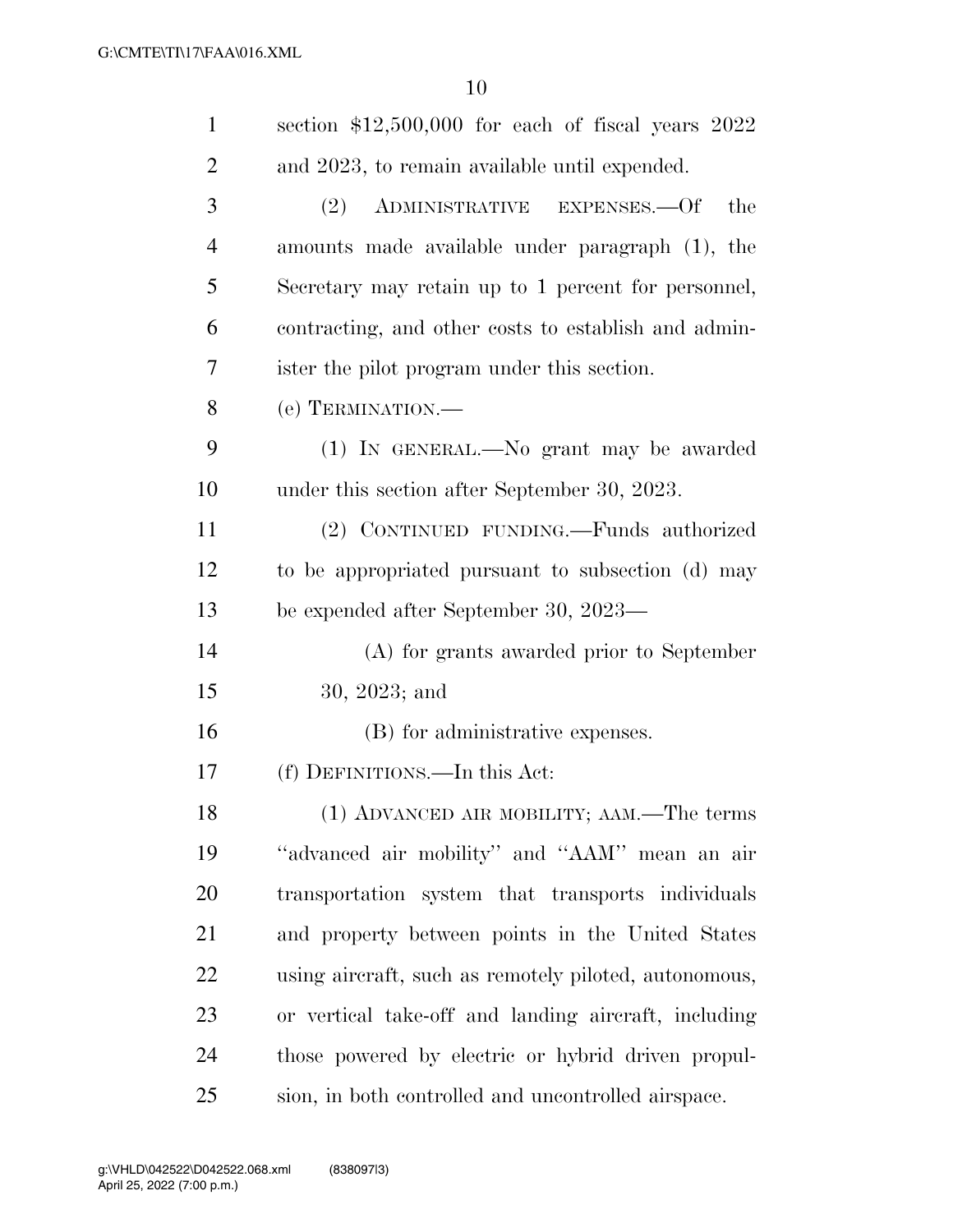section $12,500,000 for each of fiscal years 2022 and 2023, to remain available until expended.

(2) ADMINISTRATIVE EXPENSES.—Of the amounts made available under paragraph (1), the Secretary may retain up to 1 percent for personnel, contracting, and other costs to establish and administer the pilot program under this section.

(e) TERMINATION.—

(1) IN GENERAL.—No grant may be awarded under this section after September 30, 2023.

(2) CONTINUED FUNDING.—Funds authorized to be appropriated pursuant to subsection (d) may be expended after September 30, 2023—

(A) for grants awarded prior to September 30, 2023; and

(B) for administrative expenses.

(f) DEFINITIONS.—In this Act:

(1) ADVANCED AIR MOBILITY; AAM.—The terms "advanced air mobility" and "AAM" mean an air transportation system that transports individuals and property between points in the United States using aircraft, such as remotely piloted, autonomous, or vertical take-off and landing aircraft, including those powered by electric or hybrid driven propulsion, in both controlled and uncontrolled airspace.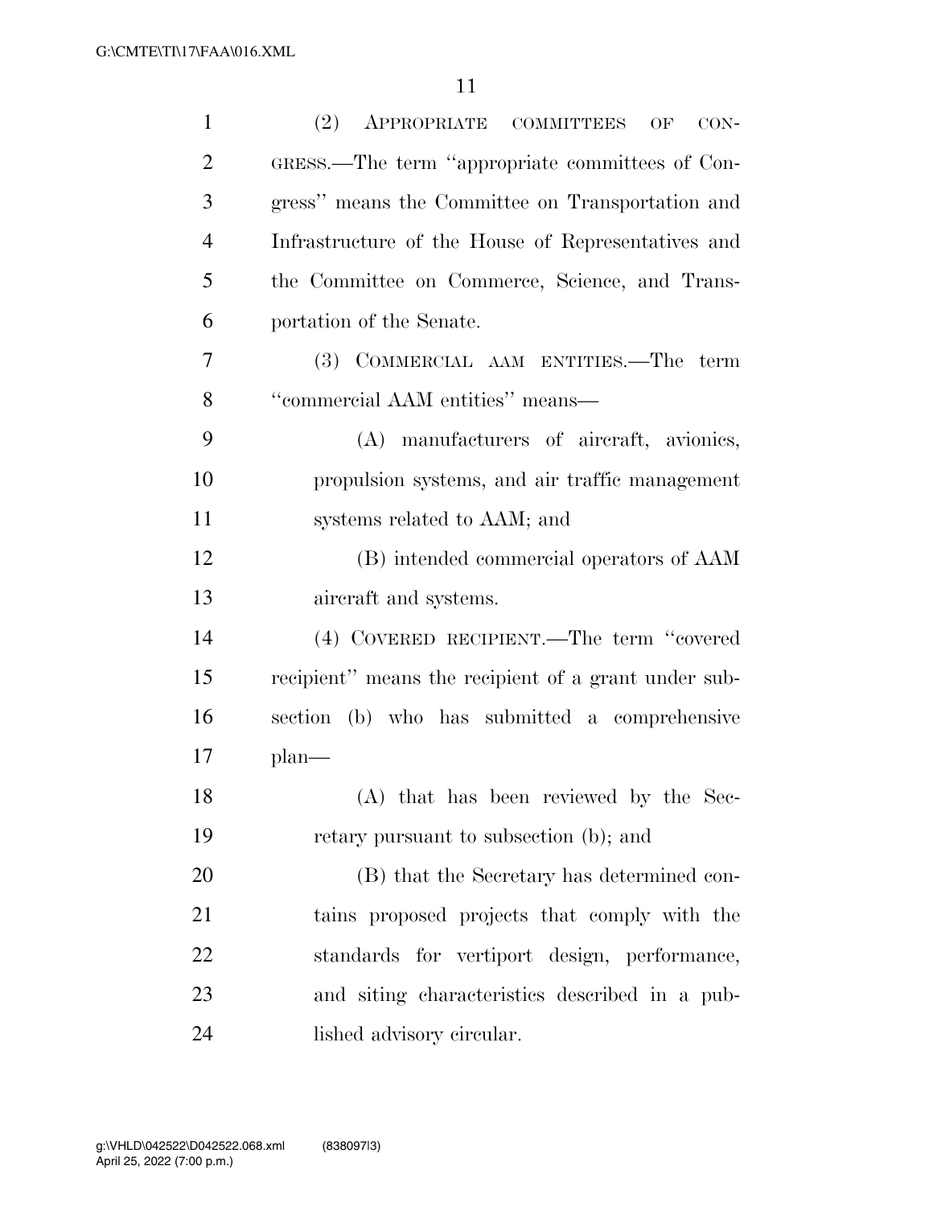(2) APPROPRIATE COMMITTEES OF CONGRESS.—The term "appropriate committees of Congress" means the Committee on Transportation and Infrastructure of the House of Representatives and the Committee on Commerce, Science, and Transportation of the Senate.

(3) COMMERCIAL AAM ENTITIES.—The term "commercial AAM entities" means—

(A) manufacturers of aircraft, avionics, propulsion systems, and air traffic management systems related to AAM; and

(B) intended commercial operators of AAM aircraft and systems.

(4) COVERED RECIPIENT.—The term "covered recipient" means the recipient of a grant under subsection (b) who has submitted a comprehensive plan—

(A) that has been reviewed by the Secretary pursuant to subsection (b); and

(B) that the Secretary has determined contains proposed projects that comply with the standards for vertiport design, performance, and siting characteristics described in a published advisory circular.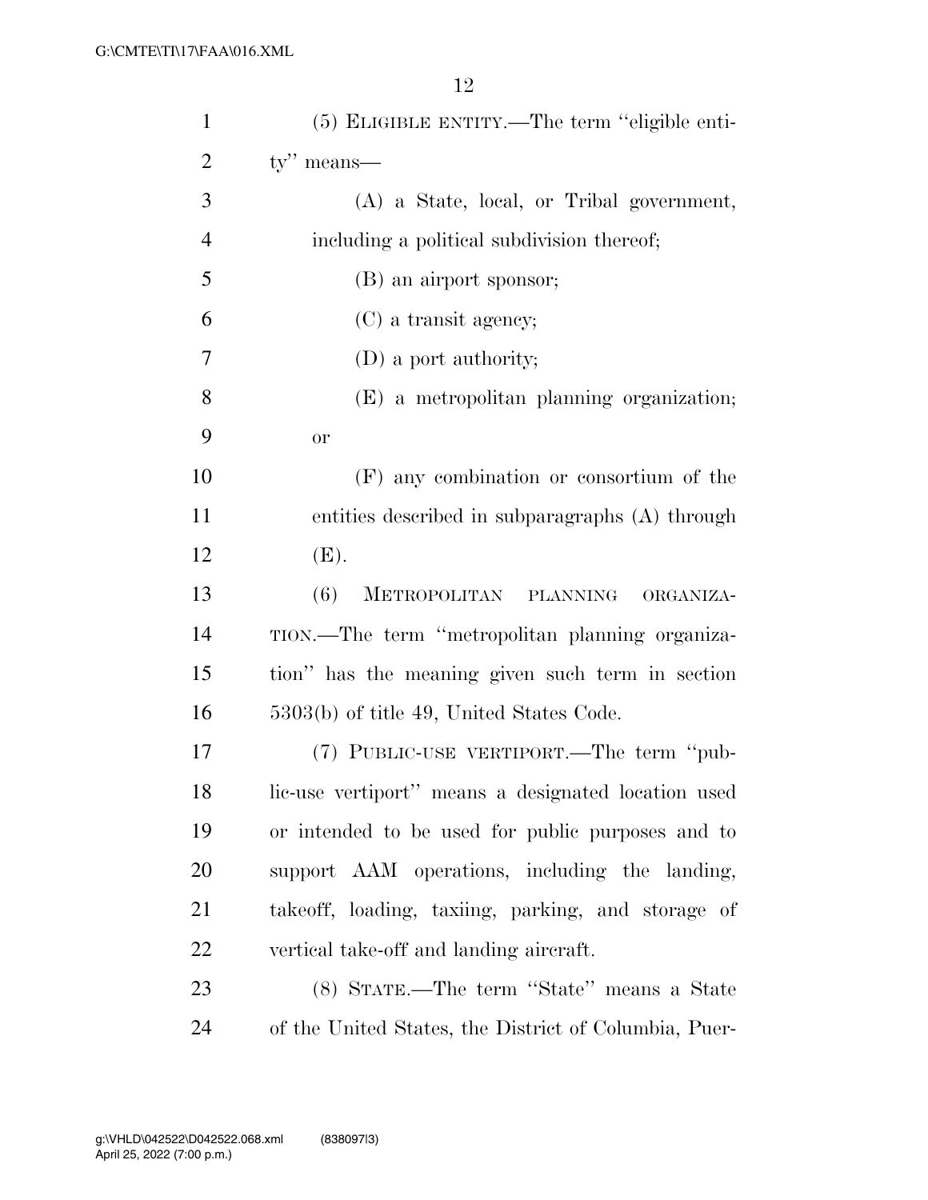(5) ELIGIBLE ENTITY.—The term ''eligible entity'' means—

(A) a State, local, or Tribal government, including a political subdivision thereof;

(B) an airport sponsor;

(C) a transit agency;

(D) a port authority;

(E) a metropolitan planning organization; or

(F) any combination or consortium of the entities described in subparagraphs (A) through (E).

(6) METROPOLITAN PLANNING ORGANIZATION.—The term ''metropolitan planning organization'' has the meaning given such term in section 5303(b) of title 49, United States Code.

(7) PUBLIC-USE VERTIPORT.—The term ''public-use vertiport'' means a designated location used or intended to be used for public purposes and to support AAM operations, including the landing, takeoff, loading, taxiing, parking, and storage of vertical take-off and landing aircraft.

(8) STATE.—The term ''State'' means a State of the United States, the District of Columbia, Puer-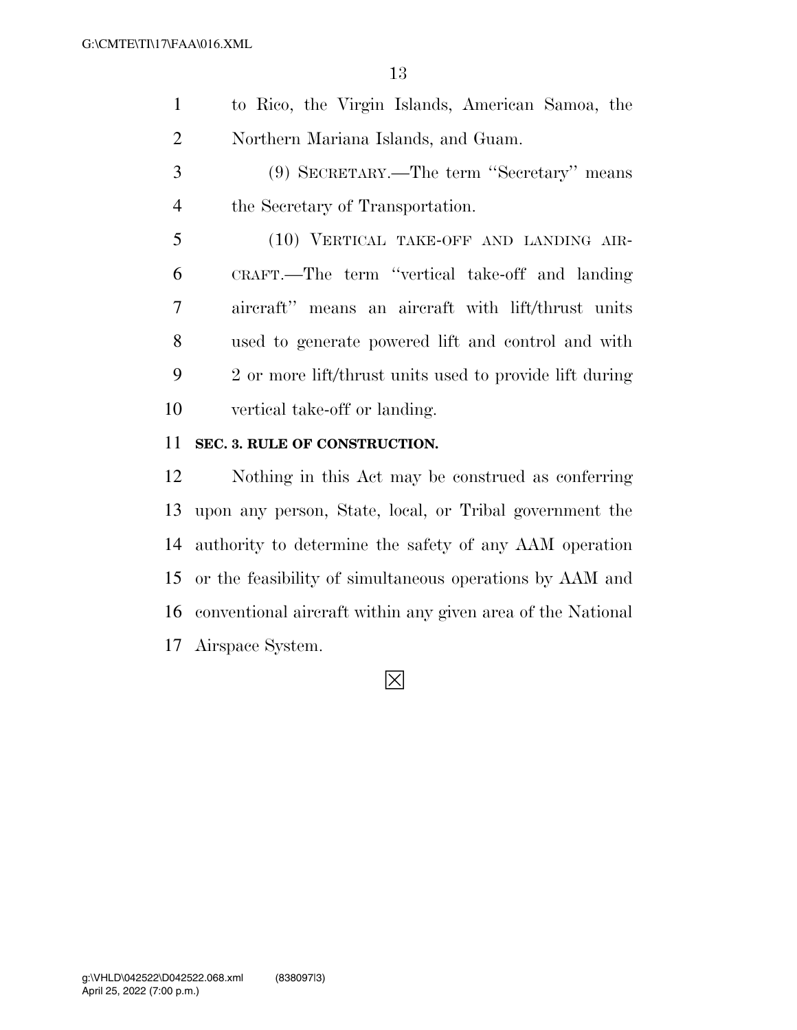to Rico, the Virgin Islands, American Samoa, the Northern Mariana Islands, and Guam.

(9) SECRETARY.—The term "Secretary" means the Secretary of Transportation.

(10) VERTICAL TAKE-OFF AND LANDING AIRCRAFT.—The term "vertical take-off and landing aircraft" means an aircraft with lift/thrust units used to generate powered lift and control and with 2 or more lift/thrust units used to provide lift during vertical take-off or landing.

**SEC. 3. RULE OF CONSTRUCTION.**

Nothing in this Act may be construed as conferring upon any person, State, local, or Tribal government the authority to determine the safety of any AAM operation or the feasibility of simultaneous operations by AAM and conventional aircraft within any given area of the National Airspace System.

☒